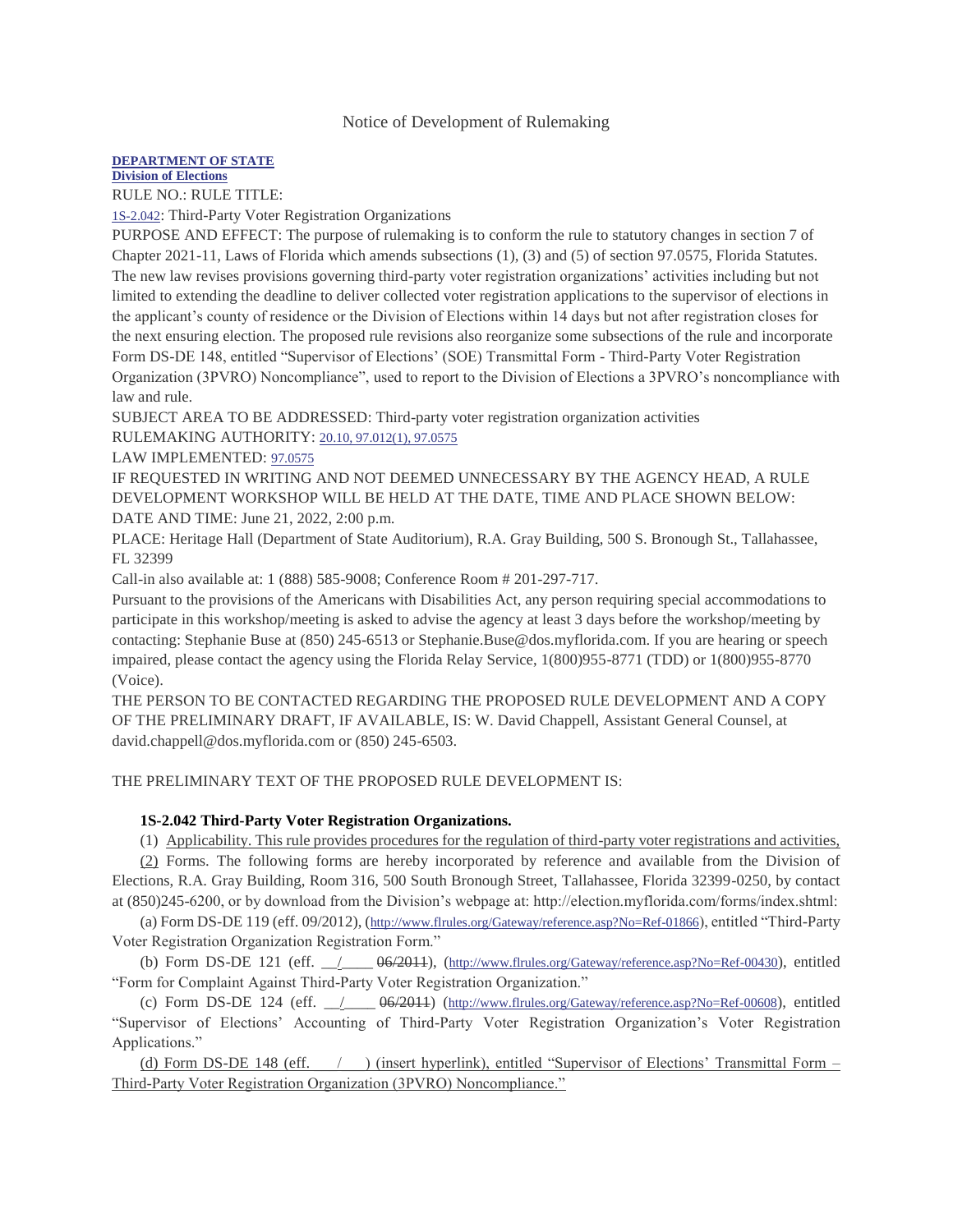# Notice of Development of Rulemaking

**DEPARTMENT OF STATE**
**Division of Elections**

RULE NO.: RULE TITLE:

1S-2.042: Third-Party Voter Registration Organizations

PURPOSE AND EFFECT: The purpose of rulemaking is to conform the rule to statutory changes in section 7 of Chapter 2021-11, Laws of Florida which amends subsections (1), (3) and (5) of section 97.0575, Florida Statutes. The new law revises provisions governing third-party voter registration organizations' activities including but not limited to extending the deadline to deliver collected voter registration applications to the supervisor of elections in the applicant's county of residence or the Division of Elections within 14 days but not after registration closes for the next ensuring election. The proposed rule revisions also reorganize some subsections of the rule and incorporate Form DS-DE 148, entitled "Supervisor of Elections' (SOE) Transmittal Form - Third-Party Voter Registration Organization (3PVRO) Noncompliance", used to report to the Division of Elections a 3PVRO's noncompliance with law and rule.

SUBJECT AREA TO BE ADDRESSED: Third-party voter registration organization activities

RULEMAKING AUTHORITY: 20.10, 97.012(1), 97.0575

LAW IMPLEMENTED: 97.0575

IF REQUESTED IN WRITING AND NOT DEEMED UNNECESSARY BY THE AGENCY HEAD, A RULE DEVELOPMENT WORKSHOP WILL BE HELD AT THE DATE, TIME AND PLACE SHOWN BELOW:

DATE AND TIME: June 21, 2022, 2:00 p.m.

PLACE: Heritage Hall (Department of State Auditorium), R.A. Gray Building, 500 S. Bronough St., Tallahassee, FL 32399

Call-in also available at: 1 (888) 585-9008; Conference Room # 201-297-717.

Pursuant to the provisions of the Americans with Disabilities Act, any person requiring special accommodations to participate in this workshop/meeting is asked to advise the agency at least 3 days before the workshop/meeting by contacting: Stephanie Buse at (850) 245-6513 or Stephanie.Buse@dos.myflorida.com. If you are hearing or speech impaired, please contact the agency using the Florida Relay Service, 1(800)955-8771 (TDD) or 1(800)955-8770 (Voice).

THE PERSON TO BE CONTACTED REGARDING THE PROPOSED RULE DEVELOPMENT AND A COPY OF THE PRELIMINARY DRAFT, IF AVAILABLE, IS: W. David Chappell, Assistant General Counsel, at david.chappell@dos.myflorida.com or (850) 245-6503.

THE PRELIMINARY TEXT OF THE PROPOSED RULE DEVELOPMENT IS:

**1S-2.042 Third-Party Voter Registration Organizations.**

(1) <u>Applicability. This rule provides procedures for the regulation of third-party voter registrations and activities,</u>

<u>(2)</u> Forms. The following forms are hereby incorporated by reference and available from the Division of Elections, R.A. Gray Building, Room 316, 500 South Bronough Street, Tallahassee, Florida 32399-0250, by contact at (850)245-6200, or by download from the Division's webpage at: http://election.myflorida.com/forms/index.shtml:

(a) Form DS-DE 119 (eff. 09/2012), (http://www.flrules.org/Gateway/reference.asp?No=Ref-01866), entitled "Third-Party Voter Registration Organization Registration Form."

(b) Form DS-DE 121 (eff. <u>__/____</u> ~~06/2011~~), (http://www.flrules.org/Gateway/reference.asp?No=Ref-00430), entitled "Form for Complaint Against Third-Party Voter Registration Organization."

(c) Form DS-DE 124 (eff. <u>__/____</u> ~~06/2011~~) (http://www.flrules.org/Gateway/reference.asp?No=Ref-00608), entitled "Supervisor of Elections' Accounting of Third-Party Voter Registration Organization's Voter Registration Applications."

<u>(d) Form DS-DE 148 (eff. __/__) (insert hyperlink), entitled "Supervisor of Elections' Transmittal Form – Third-Party Voter Registration Organization (3PVRO) Noncompliance."</u>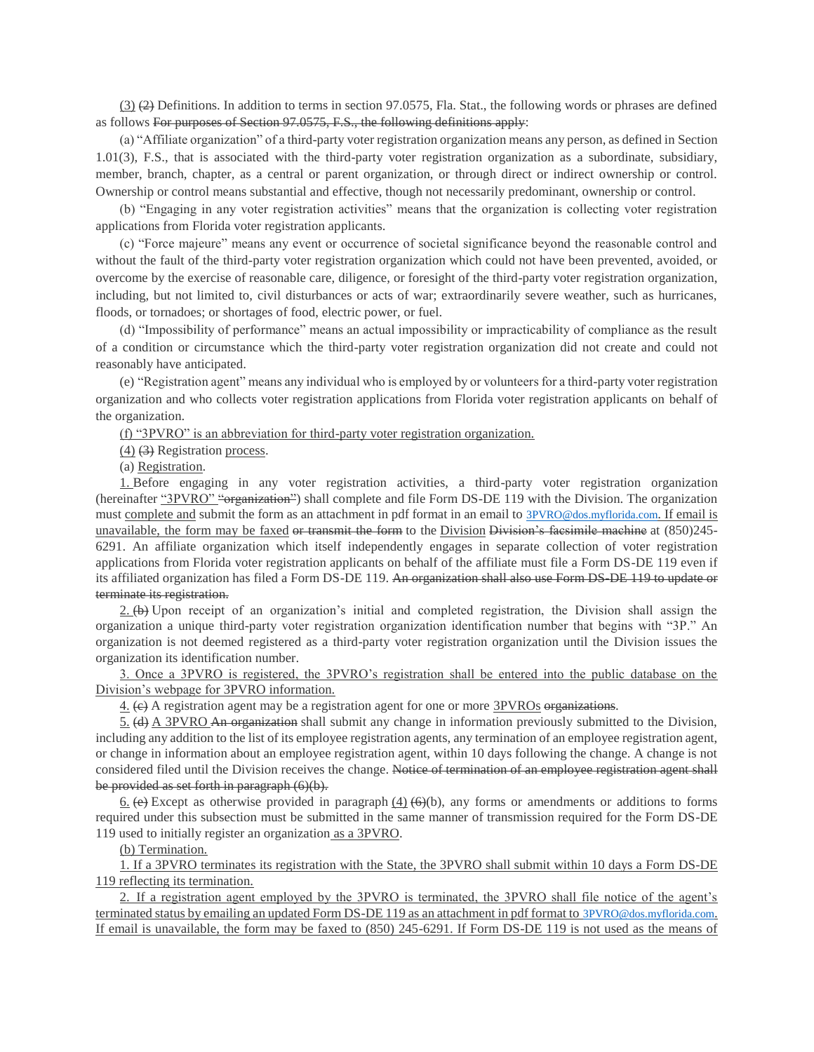<u>(3)</u> ~~(2)~~ Definitions. In addition to terms in section 97.0575, Fla. Stat., the following words or phrases are defined as follows ~~For purposes of Section 97.0575, F.S., the following definitions apply~~:

(a) "Affiliate organization" of a third-party voter registration organization means any person, as defined in Section 1.01(3), F.S., that is associated with the third-party voter registration organization as a subordinate, subsidiary, member, branch, chapter, as a central or parent organization, or through direct or indirect ownership or control. Ownership or control means substantial and effective, though not necessarily predominant, ownership or control.

(b) "Engaging in any voter registration activities" means that the organization is collecting voter registration applications from Florida voter registration applicants.

(c) "Force majeure" means any event or occurrence of societal significance beyond the reasonable control and without the fault of the third-party voter registration organization which could not have been prevented, avoided, or overcome by the exercise of reasonable care, diligence, or foresight of the third-party voter registration organization, including, but not limited to, civil disturbances or acts of war; extraordinarily severe weather, such as hurricanes, floods, or tornadoes; or shortages of food, electric power, or fuel.

(d) "Impossibility of performance" means an actual impossibility or impracticability of compliance as the result of a condition or circumstance which the third-party voter registration organization did not create and could not reasonably have anticipated.

(e) "Registration agent" means any individual who is employed by or volunteers for a third-party voter registration organization and who collects voter registration applications from Florida voter registration applicants on behalf of the organization.

<u>(f) "3PVRO" is an abbreviation for third-party voter registration organization.</u>

<u>(4)</u> ~~(3)~~ Registration <u>process</u>.

(a) <u>Registration</u>.

<u>1.</u> Before engaging in any voter registration activities, a third-party voter registration organization (hereinafter <u>"3PVRO"</u> ~~"organization"~~) shall complete and file Form DS-DE 119 with the Division. The organization must <u>complete and</u> submit the form as an attachment in pdf format in an email to <u>3PVRO@dos.myflorida.com. If email is unavailable, the form may be faxed</u> ~~or transmit the form~~ to the <u>Division</u> ~~Division's facsimile machine~~ at (850)245-6291. An affiliate organization which itself independently engages in separate collection of voter registration applications from Florida voter registration applicants on behalf of the affiliate must file a Form DS-DE 119 even if its affiliated organization has filed a Form DS-DE 119. ~~An organization shall also use Form DS-DE 119 to update or terminate its registration.~~

<u>2.</u> ~~(b)~~ Upon receipt of an organization's initial and completed registration, the Division shall assign the organization a unique third-party voter registration organization identification number that begins with "3P." An organization is not deemed registered as a third-party voter registration organization until the Division issues the organization its identification number.

<u>3. Once a 3PVRO is registered, the 3PVRO's registration shall be entered into the public database on the Division's webpage for 3PVRO information.</u>

<u>4.</u> ~~(c)~~ A registration agent may be a registration agent for one or more <u>3PVROs</u> ~~organizations~~.

<u>5.</u> ~~(d)~~ <u>A 3PVRO</u> ~~An organization~~ shall submit any change in information previously submitted to the Division, including any addition to the list of its employee registration agents, any termination of an employee registration agent, or change in information about an employee registration agent, within 10 days following the change. A change is not considered filed until the Division receives the change. ~~Notice of termination of an employee registration agent shall be provided as set forth in paragraph (6)(b).~~

<u>6.</u> ~~(e)~~ Except as otherwise provided in paragraph <u>(4)</u> ~~(6)~~(b), any forms or amendments or additions to forms required under this subsection must be submitted in the same manner of transmission required for the Form DS-DE 119 used to initially register an organization <u>as a 3PVRO</u>.

<u>(b) Termination.</u>

<u>1. If a 3PVRO terminates its registration with the State, the 3PVRO shall submit within 10 days a Form DS-DE 119 reflecting its termination.</u>

<u>2. If a registration agent employed by the 3PVRO is terminated, the 3PVRO shall file notice of the agent's terminated status by emailing an updated Form DS-DE 119 as an attachment in pdf format to 3PVRO@dos.myflorida.com. If email is unavailable, the form may be faxed to (850) 245-6291. If Form DS-DE 119 is not used as the means of</u>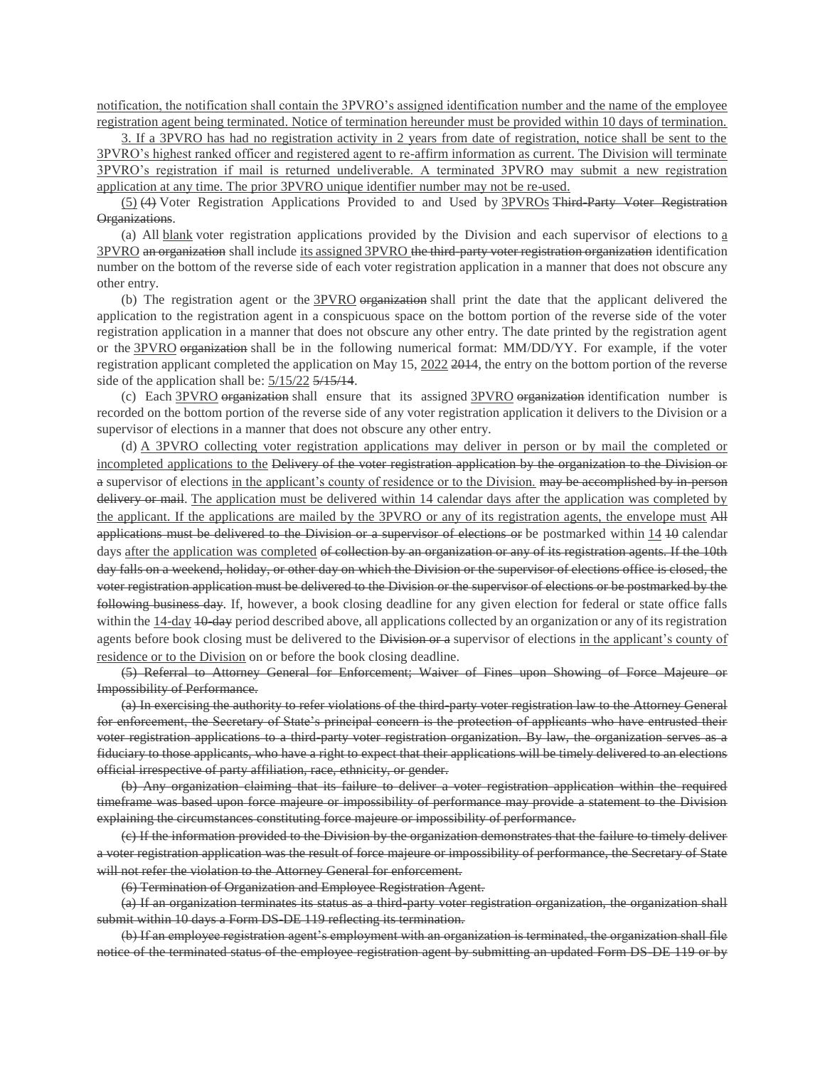<u>notification, the notification shall contain the 3PVRO's assigned identification number and the name of the employee registration agent being terminated. Notice of termination hereunder must be provided within 10 days of termination.</u>

<u>3. If a 3PVRO has had no registration activity in 2 years from date of registration, notice shall be sent to the 3PVRO's highest ranked officer and registered agent to re-affirm information as current. The Division will terminate 3PVRO's registration if mail is returned undeliverable. A terminated 3PVRO may submit a new registration application at any time. The prior 3PVRO unique identifier number may not be re-used.</u>

<u>(5)</u> ~~(4)~~ Voter Registration Applications Provided to and Used by <u>3PVROs</u> ~~Third-Party Voter Registration Organizations~~.

(a) All <u>blank</u> voter registration applications provided by the Division and each supervisor of elections to <u>a 3PVRO</u> ~~an organization~~ shall include <u>its assigned 3PVRO</u> ~~the third-party voter registration organization~~ identification number on the bottom of the reverse side of each voter registration application in a manner that does not obscure any other entry.

(b) The registration agent or the <u>3PVRO</u> ~~organization~~ shall print the date that the applicant delivered the application to the registration agent in a conspicuous space on the bottom portion of the reverse side of the voter registration application in a manner that does not obscure any other entry. The date printed by the registration agent or the <u>3PVRO</u> ~~organization~~ shall be in the following numerical format: MM/DD/YY. For example, if the voter registration applicant completed the application on May 15, <u>2022</u> ~~2014~~, the entry on the bottom portion of the reverse side of the application shall be: <u>5/15/22</u> ~~5/15/14~~.

(c) Each <u>3PVRO</u> ~~organization~~ shall ensure that its assigned <u>3PVRO</u> ~~organization~~ identification number is recorded on the bottom portion of the reverse side of any voter registration application it delivers to the Division or a supervisor of elections in a manner that does not obscure any other entry.

(d) <u>A 3PVRO collecting voter registration applications may deliver in person or by mail the completed or incompleted applications to the</u> ~~Delivery of the voter registration application by the organization to the Division or a~~ supervisor of elections <u>in the applicant's county of residence or to the Division.</u> ~~may be accomplished by in-person delivery or mail~~. <u>The application must be delivered within 14 calendar days after the application was completed by the applicant. If the applications are mailed by the 3PVRO or any of its registration agents, the envelope must</u> ~~All applications must be delivered to the Division or a supervisor of elections or~~ be postmarked within <u>14</u> ~~10~~ calendar days <u>after the application was completed</u> ~~of collection by an organization or any of its registration agents. If the 10th day falls on a weekend, holiday, or other day on which the Division or the supervisor of elections office is closed, the voter registration application must be delivered to the Division or the supervisor of elections or be postmarked by the following business day~~. If, however, a book closing deadline for any given election for federal or state office falls within the <u>14-day</u> ~~10-day~~ period described above, all applications collected by an organization or any of its registration agents before book closing must be delivered to the ~~Division or a~~ supervisor of elections <u>in the applicant's county of residence or to the Division</u> on or before the book closing deadline.

~~(5) Referral to Attorney General for Enforcement; Waiver of Fines upon Showing of Force Majeure or Impossibility of Performance.~~

~~(a) In exercising the authority to refer violations of the third-party voter registration law to the Attorney General for enforcement, the Secretary of State's principal concern is the protection of applicants who have entrusted their voter registration applications to a third-party voter registration organization. By law, the organization serves as a fiduciary to those applicants, who have a right to expect that their applications will be timely delivered to an elections official irrespective of party affiliation, race, ethnicity, or gender.~~

~~(b) Any organization claiming that its failure to deliver a voter registration application within the required timeframe was based upon force majeure or impossibility of performance may provide a statement to the Division explaining the circumstances constituting force majeure or impossibility of performance.~~

~~(c) If the information provided to the Division by the organization demonstrates that the failure to timely deliver a voter registration application was the result of force majeure or impossibility of performance, the Secretary of State will not refer the violation to the Attorney General for enforcement.~~

~~(6) Termination of Organization and Employee Registration Agent.~~

~~(a) If an organization terminates its status as a third-party voter registration organization, the organization shall submit within 10 days a Form DS-DE 119 reflecting its termination.~~

~~(b) If an employee registration agent's employment with an organization is terminated, the organization shall file notice of the terminated status of the employee registration agent by submitting an updated Form DS-DE 119 or by~~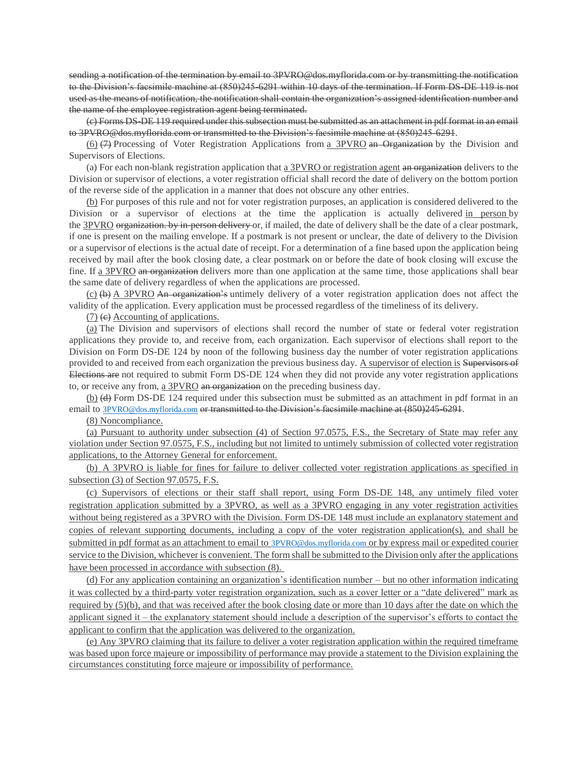~~sending a notification of the termination by email to 3PVRO@dos.myflorida.com or by transmitting the notification to the Division's facsimile machine at (850)245-6291 within 10 days of the termination. If Form DS-DE 119 is not used as the means of notification, the notification shall contain the organization's assigned identification number and the name of the employee registration agent being terminated.~~

~~(c) Forms DS-DE 119 required under this subsection must be submitted as an attachment in pdf format in an email to 3PVRO@dos.myflorida.com or transmitted to the Division's facsimile machine at (850)245-6291.~~

<u>(6)</u> ~~(7)~~ Processing of Voter Registration Applications from <u>a 3PVRO</u> ~~an Organization~~ by the Division and Supervisors of Elections.

(a) For each non-blank registration application that <u>a 3PVRO or registration agent</u> ~~an organization~~ delivers to the Division or supervisor of elections, a voter registration official shall record the date of delivery on the bottom portion of the reverse side of the application in a manner that does not obscure any other entries.

<u>(b)</u> For purposes of this rule and not for voter registration purposes, an application is considered delivered to the Division or a supervisor of elections at the time the application is actually delivered <u>in person</u> by the <u>3PVRO</u> ~~organization. by in-person delivery~~ or, if mailed, the date of delivery shall be the date of a clear postmark, if one is present on the mailing envelope. If a postmark is not present or unclear, the date of delivery to the Division or a supervisor of elections is the actual date of receipt. For a determination of a fine based upon the application being received by mail after the book closing date, a clear postmark on or before the date of book closing will excuse the fine. If <u>a 3PVRO</u> ~~an organization~~ delivers more than one application at the same time, those applications shall bear the same date of delivery regardless of when the applications are processed.

<u>(c)</u> ~~(b)~~ <u>A 3PVRO</u> ~~An organization's~~ untimely delivery of a voter registration application does not affect the validity of the application. Every application must be processed regardless of the timeliness of its delivery.

<u>(7)</u> ~~(c)~~ <u>Accounting of applications.</u>

<u>(a)</u> The Division and supervisors of elections shall record the number of state or federal voter registration applications they provide to, and receive from, each organization. Each supervisor of elections shall report to the Division on Form DS-DE 124 by noon of the following business day the number of voter registration applications provided to and received from each organization the previous business day. <u>A supervisor of election is</u> ~~Supervisors of Elections are~~ not required to submit Form DS-DE 124 when they did not provide any voter registration applications to, or receive any from, <u>a 3PVRO</u> ~~an organization~~ on the preceding business day.

<u>(b)</u> ~~(d)~~ Form DS-DE 124 required under this subsection must be submitted as an attachment in pdf format in an email to 3PVRO@dos.myflorida.com ~~or transmitted to the Division's facsimile machine at (850)245-6291~~.

<u>(8) Noncompliance.</u>

<u>(a) Pursuant to authority under subsection (4) of Section 97.0575, F.S., the Secretary of State may refer any violation under Section 97.0575, F.S., including but not limited to untimely submission of collected voter registration applications, to the Attorney General for enforcement.</u>

<u>(b) A 3PVRO is liable for fines for failure to deliver collected voter registration applications as specified in subsection (3) of Section 97.0575, F.S.</u>

<u>(c) Supervisors of elections or their staff shall report, using Form DS-DE 148, any untimely filed voter registration application submitted by a 3PVRO, as well as a 3PVRO engaging in any voter registration activities without being registered as a 3PVRO with the Division. Form DS-DE 148 must include an explanatory statement and copies of relevant supporting documents, including a copy of the voter registration application(s), and shall be submitted in pdf format as an attachment to email to 3PVRO@dos.myflorida.com or by express mail or expedited courier service to the Division, whichever is convenient. The form shall be submitted to the Division only after the applications have been processed in accordance with subsection (8).</u>

<u>(d) For any application containing an organization's identification number – but no other information indicating it was collected by a third-party voter registration organization, such as a cover letter or a "date delivered" mark as required by (5)(b), and that was received after the book closing date or more than 10 days after the date on which the applicant signed it – the explanatory statement should include a description of the supervisor's efforts to contact the applicant to confirm that the application was delivered to the organization.</u>

<u>(e) Any 3PVRO claiming that its failure to deliver a voter registration application within the required timeframe was based upon force majeure or impossibility of performance may provide a statement to the Division explaining the circumstances constituting force majeure or impossibility of performance.</u>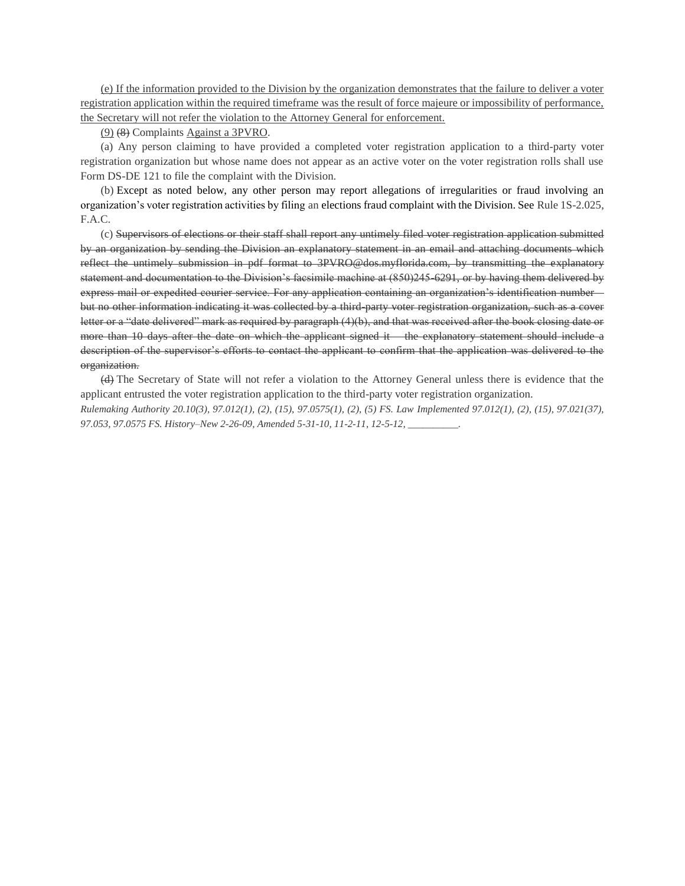(e) If the information provided to the Division by the organization demonstrates that the failure to deliver a voter registration application within the required timeframe was the result of force majeure or impossibility of performance, the Secretary will not refer the violation to the Attorney General for enforcement.

(9) ~~(8)~~ Complaints Against a 3PVRO.

(a) Any person claiming to have provided a completed voter registration application to a third-party voter registration organization but whose name does not appear as an active voter on the voter registration rolls shall use Form DS-DE 121 to file the complaint with the Division.

(b) Except as noted below, any other person may report allegations of irregularities or fraud involving an organization's voter registration activities by filing an elections fraud complaint with the Division. See Rule 1S-2.025, F.A.C.

(c) ~~Supervisors of elections or their staff shall report any untimely filed voter registration application submitted by an organization by sending the Division an explanatory statement in an email and attaching documents which reflect the untimely submission in pdf format to 3PVRO@dos.myflorida.com, by transmitting the explanatory statement and documentation to the Division's facsimile machine at (850)245-6291, or by having them delivered by express mail or expedited courier service. For any application containing an organization's identification number – but no other information indicating it was collected by a third-party voter registration organization, such as a cover letter or a "date delivered" mark as required by paragraph (4)(b), and that was received after the book closing date or more than 10 days after the date on which the applicant signed it – the explanatory statement should include a description of the supervisor's efforts to contact the applicant to confirm that the application was delivered to the organization.~~

~~(d)~~ The Secretary of State will not refer a violation to the Attorney General unless there is evidence that the applicant entrusted the voter registration application to the third-party voter registration organization.

*Rulemaking Authority 20.10(3), 97.012(1), (2), (15), 97.0575(1), (2), (5) FS. Law Implemented 97.012(1), (2), (15), 97.021(37), 97.053, 97.0575 FS. History–New 2-26-09, Amended 5-31-10, 11-2-11, 12-5-12, __________.*